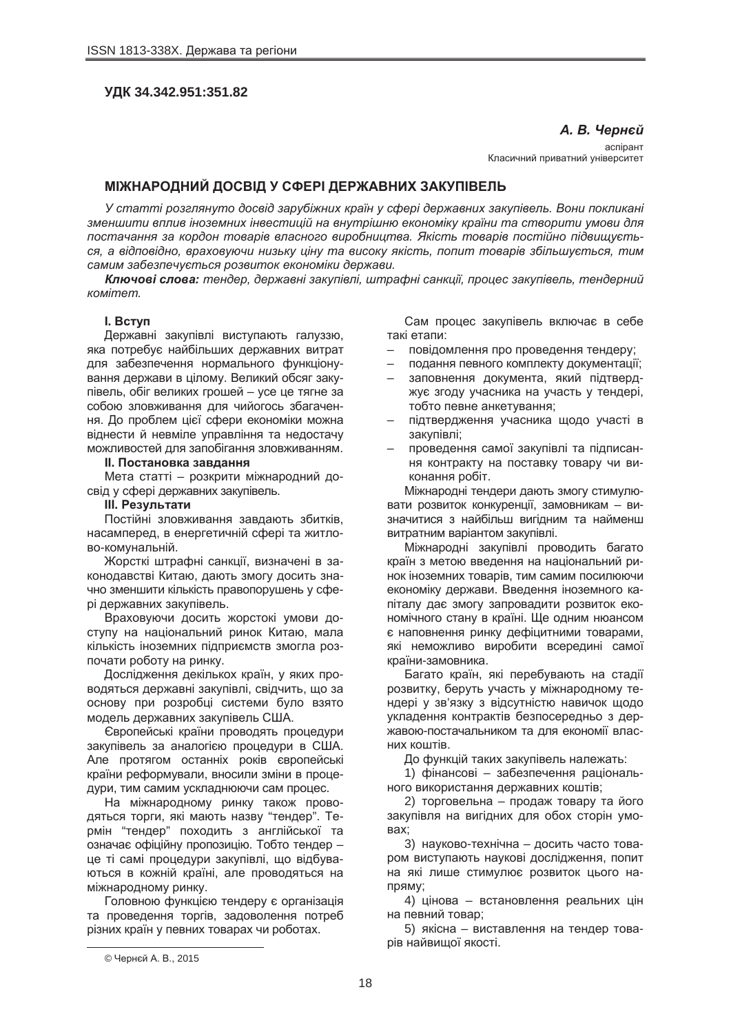**УДК 34.342.951:351.82**

***А. В. Чернєй***

аспірант
Класичний приватний університет

## МІЖНАРОДНИЙ ДОСВІД У СФЕРІ ДЕРЖАВНИХ ЗАКУПІВЕЛЬ

*У статті розглянуто досвід зарубіжних країн у сфері державних закупівель. Вони покликані зменшити вплив іноземних інвестицій на внутрішню економіку країни та створити умови для постачання за кордон товарів власного виробництва. Якість товарів постійно підвищується, а відповідно, враховуючи низьку ціну та високу якість, попит товарів збільшується, тим самим забезпечується розвиток економіки держави.*

***Ключові слова:*** *тендер, державні закупівлі, штрафні санкції, процес закупівель, тендерний комітет.*

### І. Вступ

Державні закупівлі виступають галуззю, яка потребує найбільших державних витрат для забезпечення нормального функціонування держави в цілому. Великий обсяг закупівель, обіг великих грошей – усе це тягне за собою зловживання для чийогось збагачення. До проблем цієї сфери економіки можна віднести й невміле управління та недостачу можливостей для запобігання зловживанням.

### ІІ. Постановка завдання

Мета статті – розкрити міжнародний досвід у сфері державних закупівель.

### ІІІ. Результати

Постійні зловживання завдають збитків, насамперед, в енергетичній сфері та житлово-комунальній.

Жорсткі штрафні санкції, визначені в законодавстві Китаю, дають змогу досить значно зменшити кількість правопорушень у сфері державних закупівель.

Враховуючи досить жорстокі умови доступу на національний ринок Китаю, мала кількість іноземних підприємств змогла розпочати роботу на ринку.

Дослідження декількох країн, у яких проводяться державні закупівлі, свідчить, що за основу при розробці системи було взято модель державних закупівель США.

Європейські країни проводять процедури закупівель за аналогією процедури в США. Але протягом останніх років європейські країни реформували, вносили зміни в процедури, тим самим ускладнюючи сам процес.

На міжнародному ринку також проводяться торги, які мають назву "тендер". Термін "тендер" походить з англійської та означає офіційну пропозицію. Тобто тендер – це ті самі процедури закупівлі, що відбуваються в кожній країні, але проводяться на міжнародному ринку.

Головною функцією тендеру є організація та проведення торгів, задоволення потреб різних країн у певних товарах чи роботах.

Сам процес закупівель включає в себе такі етапи:

- повідомлення про проведення тендеру;
- подання певного комплекту документації;
- заповнення документа, який підтверджує згоду учасника на участь у тендері, тобто певне анкетування;
- підтвердження учасника щодо участі в закупівлі;
- проведення самої закупівлі та підписання контракту на поставку товару чи виконання робіт.

Міжнародні тендери дають змогу стимулювати розвиток конкуренції, замовникам – визначитися з найбільш вигідним та найменш витратним варіантом закупівлі.

Міжнародні закупівлі проводить багато країн з метою введення на національний ринок іноземних товарів, тим самим посилюючи економіку держави. Введення іноземного капіталу дає змогу запровадити розвиток економічного стану в країні. Ще одним нюансом є наповнення ринку дефіцитними товарами, які неможливо виробити всередині самої країни-замовника.

Багато країн, які перебувають на стадії розвитку, беруть участь у міжнародному тендері у зв'язку з відсутністю навичок щодо укладення контрактів безпосередньо з державою-постачальником та для економії власних коштів.

До функцій таких закупівель належать:

1) фінансові – забезпечення раціонального використання державних коштів;

2) торговельна – продаж товару та його закупівля на вигідних для обох сторін умовах;

3) науково-технічна – досить часто товаром виступають наукові дослідження, попит на які лише стимулює розвиток цього напряму;

4) цінова – встановлення реальних цін на певний товар;

5) якісна – виставлення на тендер товарів найвищої якості.

© Чернєй А. В., 2015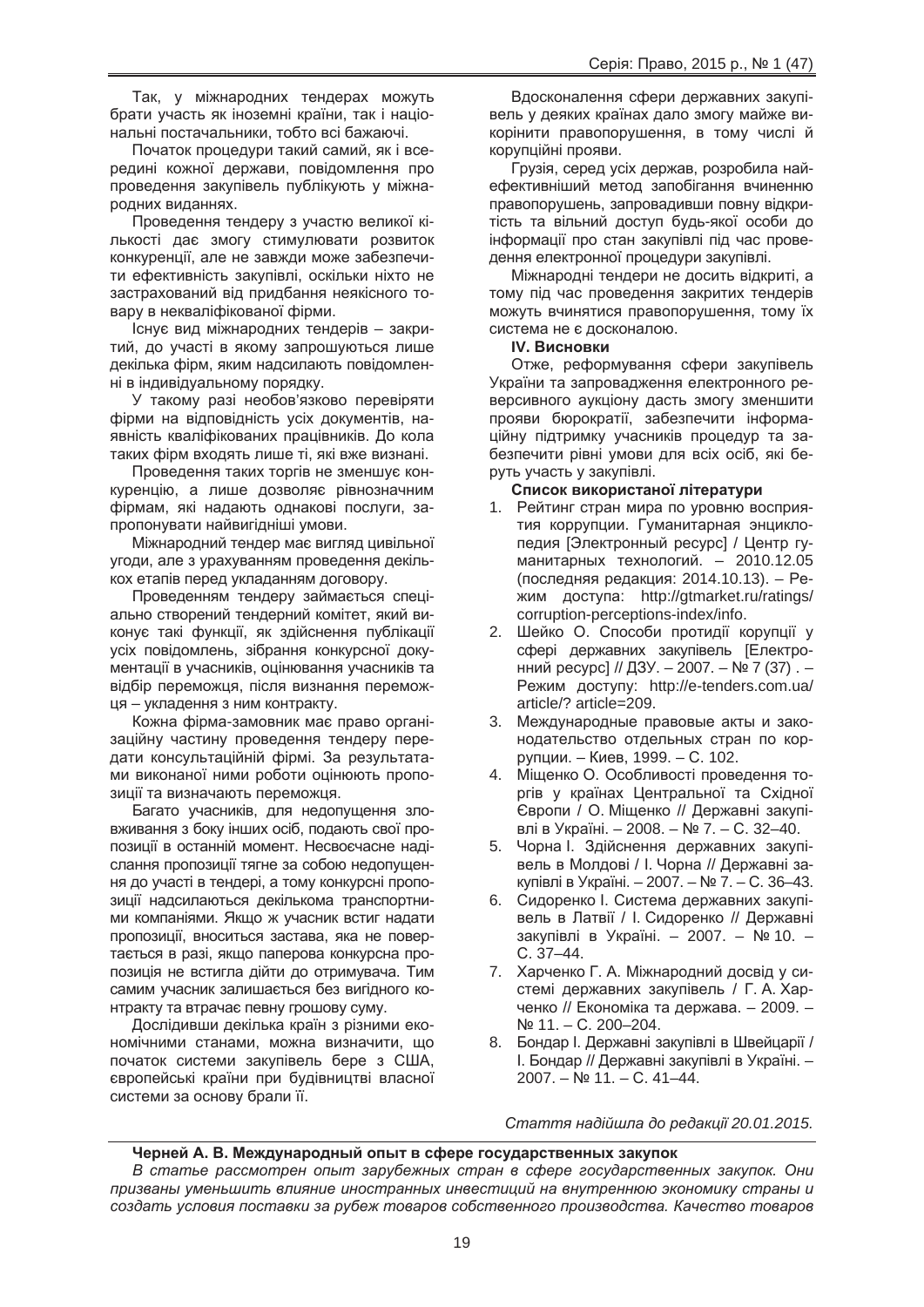Так, у міжнародних тендерах можуть брати участь як іноземні країни, так і національні постачальники, тобто всі бажаючі.

Початок процедури такий самий, як і всередині кожної держави, повідомлення про проведення закупівель публікують у міжнародних виданнях.

Проведення тендеру з участю великої кількості дає змогу стимулювати розвиток конкуренції, але не завжди може забезпечити ефективність закупівлі, оскільки ніхто не застрахований від придбання неякісного товару в некваліфікованої фірми.

Існує вид міжнародних тендерів – закритий, до участі в якому запрошуються лише декілька фірм, яким надсилають повідомленні в індивідуальному порядку.

У такому разі необов'язково перевіряти фірми на відповідність усіх документів, наявність кваліфікованих працівників. До кола таких фірм входять лише ті, які вже визнані.

Проведення таких торгів не зменшує конкуренцію, а лише дозволяє рівнозначним фірмам, які надають однакові послуги, запропонувати найвигідніші умови.

Міжнародний тендер має вигляд цивільної угоди, але з урахуванням проведення декількох етапів перед укладанням договору.

Проведенням тендеру займається спеціально створений тендерний комітет, який виконує такі функції, як здійснення публікації усіх повідомлень, зібрання конкурсної документації в учасників, оцінювання учасників та відбір переможця, після визнання переможця – укладення з ним контракту.

Кожна фірма-замовник має право організаційну частину проведення тендеру передати консультаційній фірмі. За результатами виконаної ними роботи оцінюють пропозиції та визначають переможця.

Багато учасників, для недопущення зловживання з боку інших осіб, подають свої пропозиції в останній момент. Несвоєчасне надіслання пропозиції тягне за собою недопущення до участі в тендері, а тому конкурсні пропозиції надсилаються декількома транспортними компаніями. Якщо ж учасник встиг надати пропозиції, вноситься застава, яка не повертається в разі, якщо паперова конкурсна пропозиція не встигла дійти до отримувача. Тим самим учасник залишається без вигідного контракту та втрачає певну грошову суму.

Дослідивши декілька країн з різними економічними станами, можна визначити, що початок системи закупівель бере з США, європейські країни при будівництві власної системи за основу брали її.

Вдосконалення сфери державних закупівель у деяких країнах дало змогу майже викорінити правопорушення, в тому числі й корупційні прояви.

Грузія, серед усіх держав, розробила найефективніший метод запобігання вчиненню правопорушень, запровадивши повну відкритість та вільний доступ будь-якої особи до інформації про стан закупівлі під час проведення електронної процедури закупівлі.

Міжнародні тендери не досить відкриті, а тому під час проведення закритих тендерів можуть вчинятися правопорушення, тому їх система не є досконалою.

## IV. Висновки

Отже, реформування сфери закупівель України та запровадження електронного реверсивного аукціону дасть змогу зменшити прояви бюрократії, забезпечити інформаційну підтримку учасників процедур та забезпечити рівні умови для всіх осіб, які беруть участь у закупівлі.

### Список використаної літератури

1. Рейтинг стран мира по уровню восприятия коррупции. Гуманитарная энциклопедия [Электронный ресурс] / Центр гуманитарных технологий. – 2010.12.05 (последняя редакция: 2014.10.13). – Режим доступа: http://gtmarket.ru/ratings/corruption-perceptions-index/info.
2. Шейко О. Способи протидії корупції у сфері державних закупівель [Електронний ресурс] // ДЗУ. – 2007. – № 7 (37) . – Режим доступу: http://e-tenders.com.ua/article/? article=209.
3. Международные правовые акты и законодательство отдельных стран по коррупции. – Киев, 1999. – С. 102.
4. Міщенко О. Особливості проведення торгів у країнах Центральної та Східної Європи / О. Міщенко // Державні закупівлі в Україні. – 2008. – № 7. – С. 32–40.
5. Чорна І. Здійснення державних закупівель в Молдові / І. Чорна // Державні закупівлі в Україні. – 2007. – № 7. – С. 36–43.
6. Сидоренко І. Система державних закупівель в Латвії / І. Сидоренко // Державні закупівлі в Україні. – 2007. – № 10. – С. 37–44.
7. Харченко Г. А. Міжнародний досвід у системі державних закупівель / Г. А. Харченко // Економіка та держава. – 2009. – № 11. – С. 200–204.
8. Бондар І. Державні закупівлі в Швейцарії / І. Бондар // Державні закупівлі в Україні. – 2007. – № 11. – С. 41–44.

*Стаття надійшла до редакції 20.01.2015.*

**Черней А. В. Международный опыт в сфере государственных закупок**

*В статье рассмотрен опыт зарубежных стран в сфере государственных закупок. Они призваны уменьшить влияние иностранных инвестиций на внутреннюю экономику страны и создать условия поставки за рубеж товаров собственного производства. Качество товаров*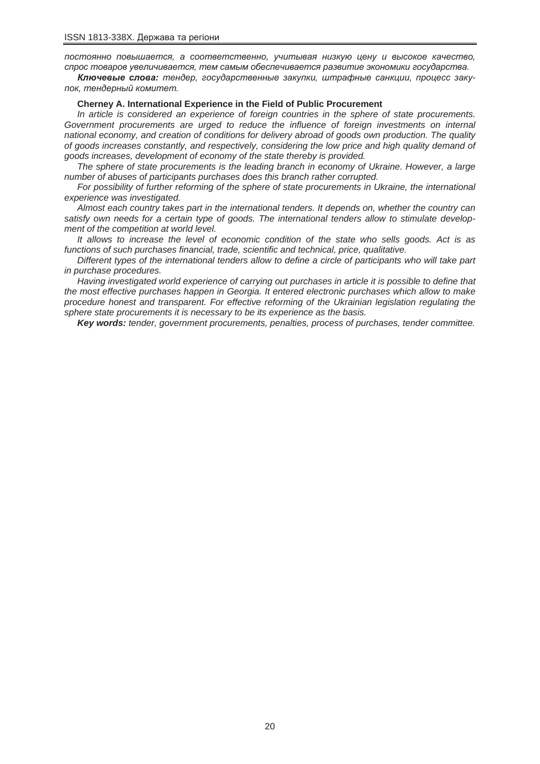*постоянно повышается, а соответственно, учитывая низкую цену и высокое качество, спрос товаров увеличивается, тем самым обеспечивается развитие экономики государства.*

***Ключевые слова:*** *тендер, государственные закупки, штрафные санкции, процесс закупок, тендерный комитет.*

**Cherney A. International Experience in the Field of Public Procurement**

*In article is considered an experience of foreign countries in the sphere of state procurements. Government procurements are urged to reduce the influence of foreign investments on internal national economy, and creation of conditions for delivery abroad of goods own production. The quality of goods increases constantly, and respectively, considering the low price and high quality demand of goods increases, development of economy of the state thereby is provided.*

*The sphere of state procurements is the leading branch in economy of Ukraine. However, a large number of abuses of participants purchases does this branch rather corrupted.*

*For possibility of further reforming of the sphere of state procurements in Ukraine, the international experience was investigated.*

*Almost each country takes part in the international tenders. It depends on, whether the country can satisfy own needs for a certain type of goods. The international tenders allow to stimulate development of the competition at world level.*

*It allows to increase the level of economic condition of the state who sells goods. Act is as functions of such purchases financial, trade, scientific and technical, price, qualitative.*

*Different types of the international tenders allow to define a circle of participants who will take part in purchase procedures.*

*Having investigated world experience of carrying out purchases in article it is possible to define that the most effective purchases happen in Georgia. It entered electronic purchases which allow to make procedure honest and transparent. For effective reforming of the Ukrainian legislation regulating the sphere state procurements it is necessary to be its experience as the basis.*

***Key words:*** *tender, government procurements, penalties, process of purchases, tender committee.*